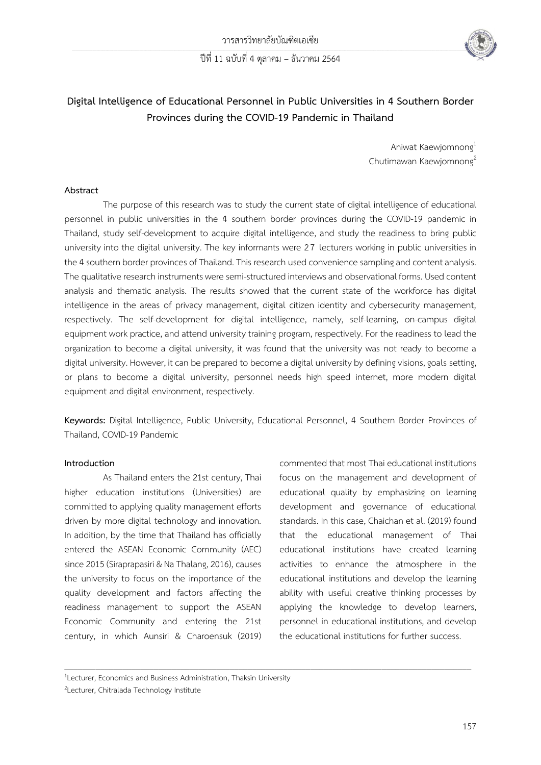# Digital Intelligence of Educational Personnel in Public Universities in 4 Southern Border Provinces during the COVID-19 Pandemic in Thailand

Aniwat Kaewjomnong[1]
Chutimawan Kaewjomnong[2]

## Abstract

The purpose of this research was to study the current state of digital intelligence of educational personnel in public universities in the 4 southern border provinces during the COVID-19 pandemic in Thailand, study self-development to acquire digital intelligence, and study the readiness to bring public university into the digital university. The key informants were 27 lecturers working in public universities in the 4 southern border provinces of Thailand. This research used convenience sampling and content analysis. The qualitative research instruments were semi-structured interviews and observational forms. Used content analysis and thematic analysis. The results showed that the current state of the workforce has digital intelligence in the areas of privacy management, digital citizen identity and cybersecurity management, respectively. The self-development for digital intelligence, namely, self-learning, on-campus digital equipment work practice, and attend university training program, respectively. For the readiness to lead the organization to become a digital university, it was found that the university was not ready to become a digital university. However, it can be prepared to become a digital university by defining visions, goals setting, or plans to become a digital university, personnel needs high speed internet, more modern digital equipment and digital environment, respectively.

**Keywords:** Digital Intelligence, Public University, Educational Personnel, 4 Southern Border Provinces of Thailand, COVID-19 Pandemic

## Introduction

As Thailand enters the 21st century, Thai higher education institutions (Universities) are committed to applying quality management efforts driven by more digital technology and innovation. In addition, by the time that Thailand has officially entered the ASEAN Economic Community (AEC) since 2015 (Siraprapasiri & Na Thalang, 2016), causes the university to focus on the importance of the quality development and factors affecting the readiness management to support the ASEAN Economic Community and entering the 21st century, in which Aunsiri & Charoensuk (2019) commented that most Thai educational institutions focus on the management and development of educational quality by emphasizing on learning development and governance of educational standards. In this case, Chaichan et al. (2019) found that the educational management of Thai educational institutions have created learning activities to enhance the atmosphere in the educational institutions and develop the learning ability with useful creative thinking processes by applying the knowledge to develop learners, personnel in educational institutions, and develop the educational institutions for further success.

---

[1]Lecturer, Economics and Business Administration, Thaksin University

[2]Lecturer, Chitralada Technology Institute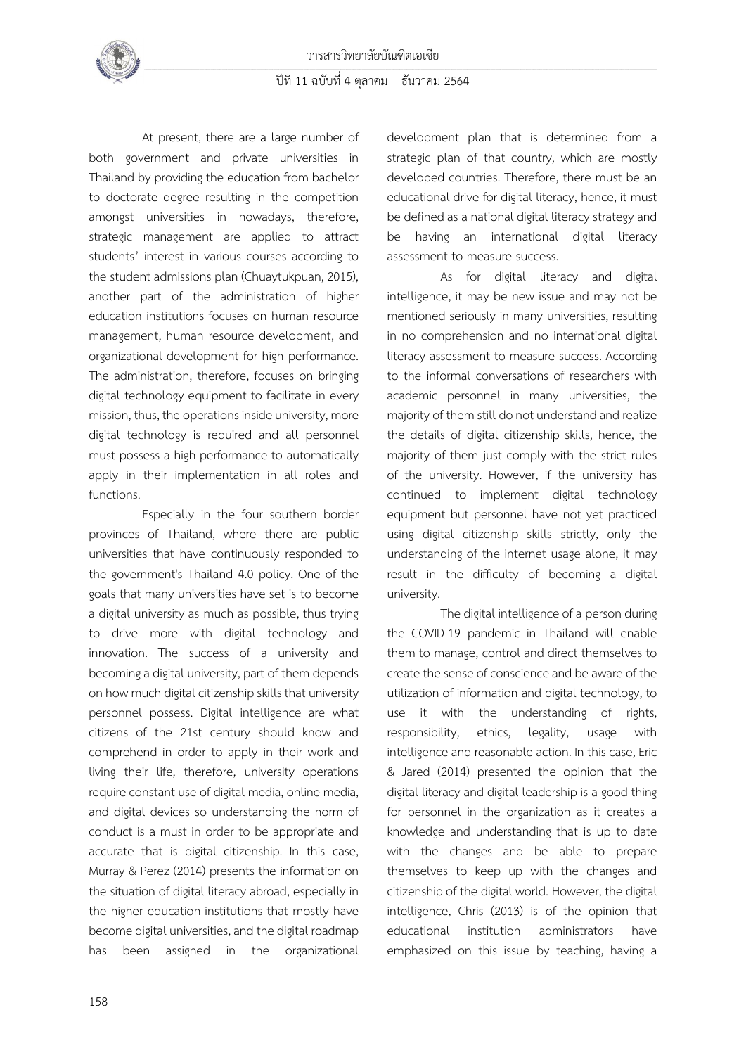At present, there are a large number of both government and private universities in Thailand by providing the education from bachelor to doctorate degree resulting in the competition amongst universities in nowadays, therefore, strategic management are applied to attract students' interest in various courses according to the student admissions plan (Chuaytukpuan, 2015), another part of the administration of higher education institutions focuses on human resource management, human resource development, and organizational development for high performance. The administration, therefore, focuses on bringing digital technology equipment to facilitate in every mission, thus, the operations inside university, more digital technology is required and all personnel must possess a high performance to automatically apply in their implementation in all roles and functions.

Especially in the four southern border provinces of Thailand, where there are public universities that have continuously responded to the government's Thailand 4.0 policy. One of the goals that many universities have set is to become a digital university as much as possible, thus trying to drive more with digital technology and innovation. The success of a university and becoming a digital university, part of them depends on how much digital citizenship skills that university personnel possess. Digital intelligence are what citizens of the 21st century should know and comprehend in order to apply in their work and living their life, therefore, university operations require constant use of digital media, online media, and digital devices so understanding the norm of conduct is a must in order to be appropriate and accurate that is digital citizenship. In this case, Murray & Perez (2014) presents the information on the situation of digital literacy abroad, especially in the higher education institutions that mostly have become digital universities, and the digital roadmap has been assigned in the organizational development plan that is determined from a strategic plan of that country, which are mostly developed countries. Therefore, there must be an educational drive for digital literacy, hence, it must be defined as a national digital literacy strategy and be having an international digital literacy assessment to measure success.

As for digital literacy and digital intelligence, it may be new issue and may not be mentioned seriously in many universities, resulting in no comprehension and no international digital literacy assessment to measure success. According to the informal conversations of researchers with academic personnel in many universities, the majority of them still do not understand and realize the details of digital citizenship skills, hence, the majority of them just comply with the strict rules of the university. However, if the university has continued to implement digital technology equipment but personnel have not yet practiced using digital citizenship skills strictly, only the understanding of the internet usage alone, it may result in the difficulty of becoming a digital university.

The digital intelligence of a person during the COVID-19 pandemic in Thailand will enable them to manage, control and direct themselves to create the sense of conscience and be aware of the utilization of information and digital technology, to use it with the understanding of rights, responsibility, ethics, legality, usage with intelligence and reasonable action. In this case, Eric & Jared (2014) presented the opinion that the digital literacy and digital leadership is a good thing for personnel in the organization as it creates a knowledge and understanding that is up to date with the changes and be able to prepare themselves to keep up with the changes and citizenship of the digital world. However, the digital intelligence, Chris (2013) is of the opinion that educational institution administrators have emphasized on this issue by teaching, having a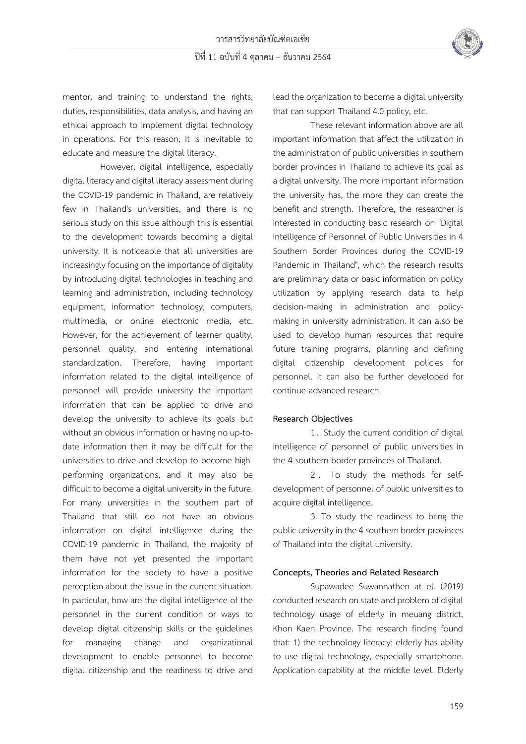mentor, and training to understand the rights, duties, responsibilities, data analysis, and having an ethical approach to implement digital technology in operations. For this reason, it is inevitable to educate and measure the digital literacy.

However, digital intelligence, especially digital literacy and digital literacy assessment during the COVID-19 pandemic in Thailand, are relatively few in Thailand's universities, and there is no serious study on this issue although this is essential to the development towards becoming a digital university. It is noticeable that all universities are increasingly focusing on the importance of digitality by introducing digital technologies in teaching and learning and administration, including technology equipment, information technology, computers, multimedia, or online electronic media, etc. However, for the achievement of learner quality, personnel quality, and entering international standardization. Therefore, having important information related to the digital intelligence of personnel will provide university the important information that can be applied to drive and develop the university to achieve its goals but without an obvious information or having no up-to-date information then it may be difficult for the universities to drive and develop to become high-performing organizations, and it may also be difficult to become a digital university in the future. For many universities in the southern part of Thailand that still do not have an obvious information on digital intelligence during the COVID-19 pandemic in Thailand, the majority of them have not yet presented the important information for the society to have a positive perception about the issue in the current situation. In particular, how are the digital intelligence of the personnel in the current condition or ways to develop digital citizenship skills or the guidelines for managing change and organizational development to enable personnel to become digital citizenship and the readiness to drive and lead the organization to become a digital university that can support Thailand 4.0 policy, etc.

These relevant information above are all important information that affect the utilization in the administration of public universities in southern border provinces in Thailand to achieve its goal as a digital university. The more important information the university has, the more they can create the benefit and strength. Therefore, the researcher is interested in conducting basic research on "Digital Intelligence of Personnel of Public Universities in 4 Southern Border Provinces during the COVID-19 Pandemic in Thailand", which the research results are preliminary data or basic information on policy utilization by applying research data to help decision-making in administration and policy-making in university administration. It can also be used to develop human resources that require future training programs, planning and defining digital citizenship development policies for personnel. It can also be further developed for continue advanced research.

## Research Objectives

1. Study the current condition of digital intelligence of personnel of public universities in the 4 southern border provinces of Thailand.

2. To study the methods for self-development of personnel of public universities to acquire digital intelligence.

3. To study the readiness to bring the public university in the 4 southern border provinces of Thailand into the digital university.

## Concepts, Theories and Related Research

Supawadee Suwannathen at el. (2019) conducted research on state and problem of digital technology usage of elderly in meuang district, Khon Kaen Province. The research finding found that: 1) the technology literacy: elderly has ability to use digital technology, especially smartphone. Application capability at the middle level. Elderly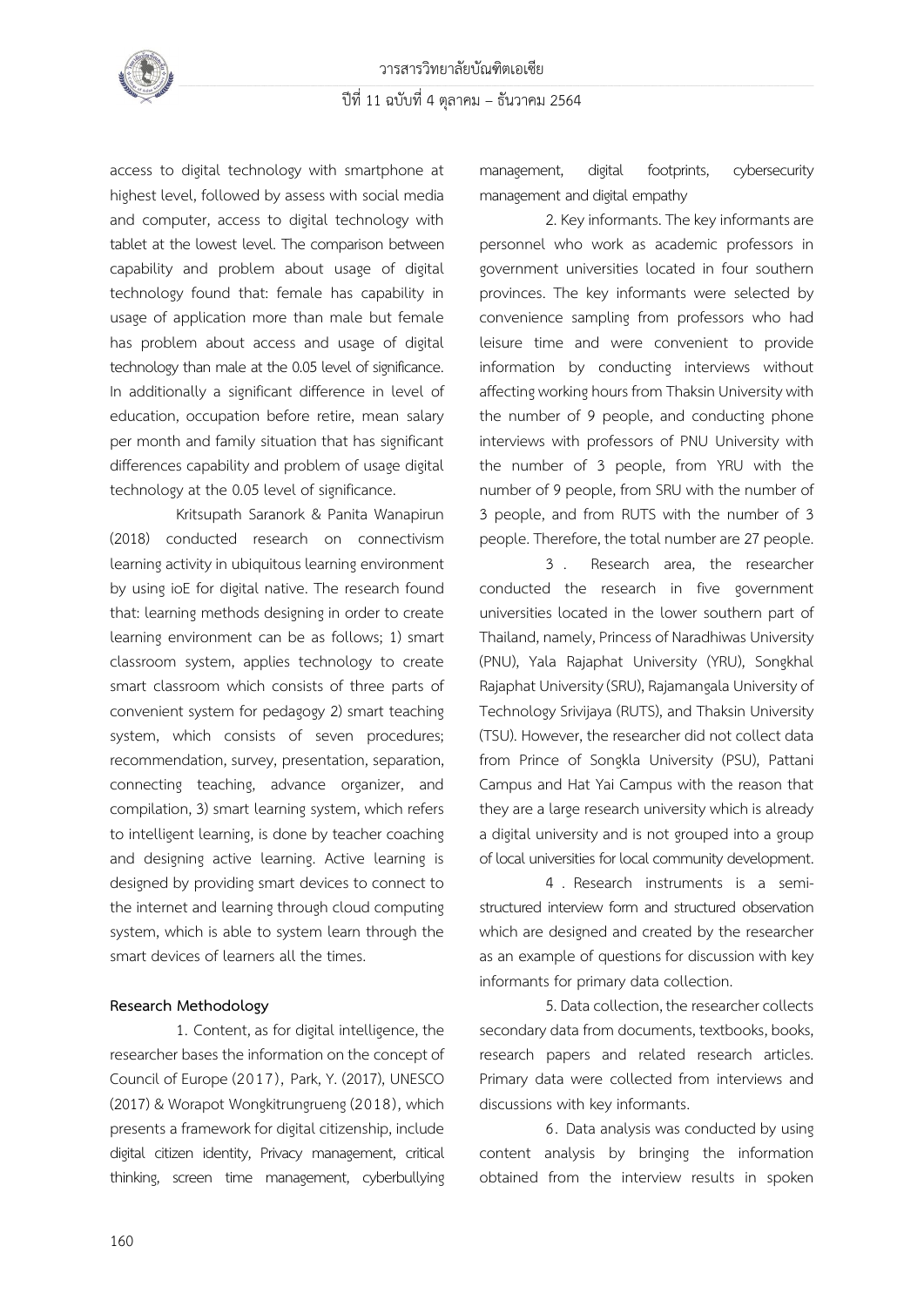access to digital technology with smartphone at highest level, followed by assess with social media and computer, access to digital technology with tablet at the lowest level. The comparison between capability and problem about usage of digital technology found that: female has capability in usage of application more than male but female has problem about access and usage of digital technology than male at the 0.05 level of significance. In additionally a significant difference in level of education, occupation before retire, mean salary per month and family situation that has significant differences capability and problem of usage digital technology at the 0.05 level of significance.

Kritsupath Saranork & Panita Wanapirun (2018) conducted research on connectivism learning activity in ubiquitous learning environment by using ioE for digital native. The research found that: learning methods designing in order to create learning environment can be as follows; 1) smart classroom system, applies technology to create smart classroom which consists of three parts of convenient system for pedagogy 2) smart teaching system, which consists of seven procedures; recommendation, survey, presentation, separation, connecting teaching, advance organizer, and compilation, 3) smart learning system, which refers to intelligent learning, is done by teacher coaching and designing active learning. Active learning is designed by providing smart devices to connect to the internet and learning through cloud computing system, which is able to system learn through the smart devices of learners all the times.

**Research Methodology**

1. Content, as for digital intelligence, the researcher bases the information on the concept of Council of Europe (2017), Park, Y. (2017), UNESCO (2017) & Worapot Wongkitrungrueng (2018), which presents a framework for digital citizenship, include digital citizen identity, Privacy management, critical thinking, screen time management, cyberbullying management, digital footprints, cybersecurity management and digital empathy

2. Key informants. The key informants are personnel who work as academic professors in government universities located in four southern provinces. The key informants were selected by convenience sampling from professors who had leisure time and were convenient to provide information by conducting interviews without affecting working hours from Thaksin University with the number of 9 people, and conducting phone interviews with professors of PNU University with the number of 3 people, from YRU with the number of 9 people, from SRU with the number of 3 people, and from RUTS with the number of 3 people. Therefore, the total number are 27 people.

3. Research area, the researcher conducted the research in five government universities located in the lower southern part of Thailand, namely, Princess of Naradhiwas University (PNU), Yala Rajaphat University (YRU), Songkhal Rajaphat University (SRU), Rajamangala University of Technology Srivijaya (RUTS), and Thaksin University (TSU). However, the researcher did not collect data from Prince of Songkla University (PSU), Pattani Campus and Hat Yai Campus with the reason that they are a large research university which is already a digital university and is not grouped into a group of local universities for local community development.

4. Research instruments is a semi-structured interview form and structured observation which are designed and created by the researcher as an example of questions for discussion with key informants for primary data collection.

5. Data collection, the researcher collects secondary data from documents, textbooks, books, research papers and related research articles. Primary data were collected from interviews and discussions with key informants.

6. Data analysis was conducted by using content analysis by bringing the information obtained from the interview results in spoken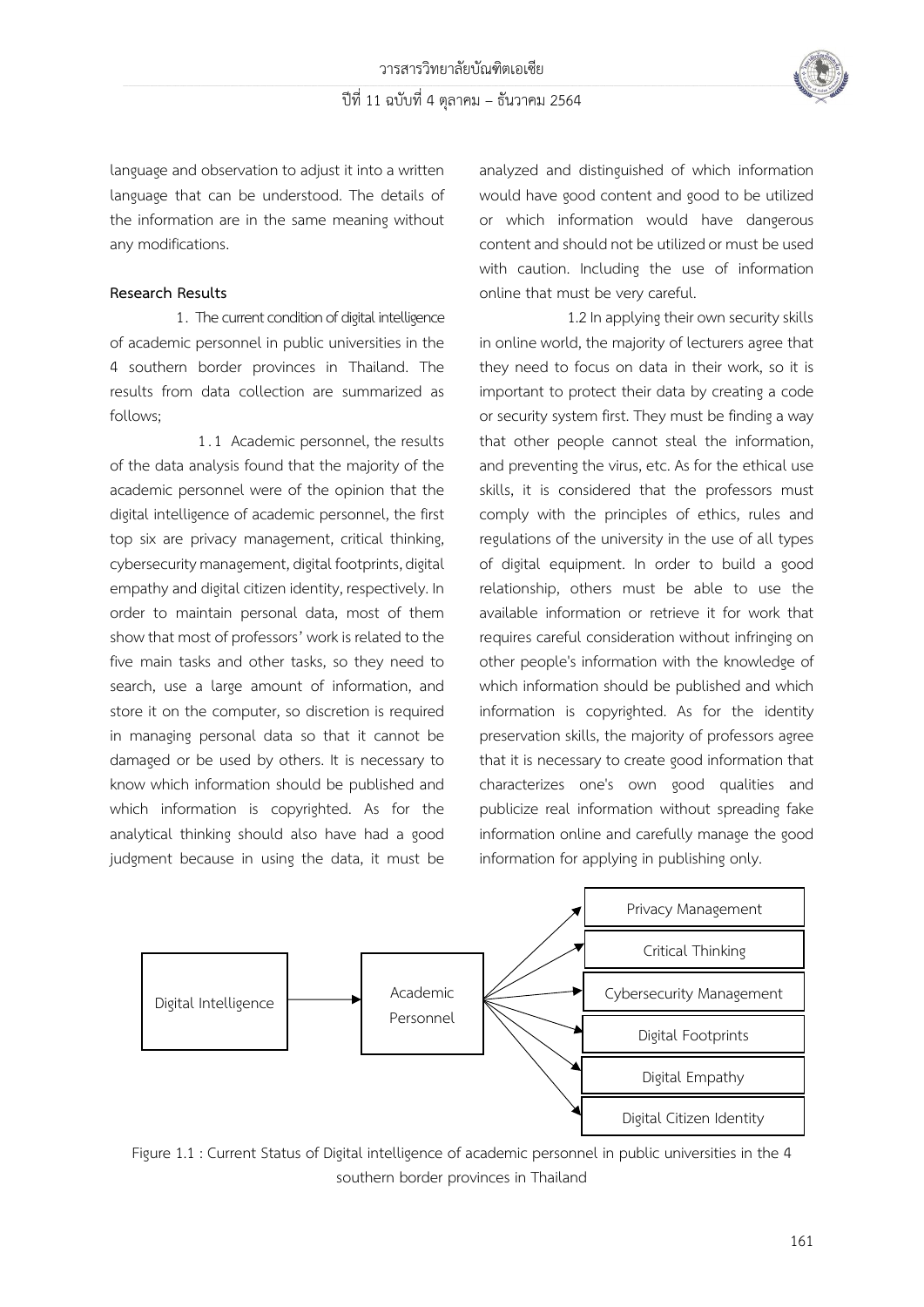language and observation to adjust it into a written language that can be understood. The details of the information are in the same meaning without any modifications.

**Research Results**

1. The current condition of digital intelligence of academic personnel in public universities in the 4 southern border provinces in Thailand. The results from data collection are summarized as follows;

1.1 Academic personnel, the results of the data analysis found that the majority of the academic personnel were of the opinion that the digital intelligence of academic personnel, the first top six are privacy management, critical thinking, cybersecurity management, digital footprints, digital empathy and digital citizen identity, respectively. In order to maintain personal data, most of them show that most of professors' work is related to the five main tasks and other tasks, so they need to search, use a large amount of information, and store it on the computer, so discretion is required in managing personal data so that it cannot be damaged or be used by others. It is necessary to know which information should be published and which information is copyrighted. As for the analytical thinking should also have had a good judgment because in using the data, it must be analyzed and distinguished of which information would have good content and good to be utilized or which information would have dangerous content and should not be utilized or must be used with caution. Including the use of information online that must be very careful.

1.2 In applying their own security skills in online world, the majority of lecturers agree that they need to focus on data in their work, so it is important to protect their data by creating a code or security system first. They must be finding a way that other people cannot steal the information, and preventing the virus, etc. As for the ethical use skills, it is considered that the professors must comply with the principles of ethics, rules and regulations of the university in the use of all types of digital equipment. In order to build a good relationship, others must be able to use the available information or retrieve it for work that requires careful consideration without infringing on other people's information with the knowledge of which information should be published and which information is copyrighted. As for the identity preservation skills, the majority of professors agree that it is necessary to create good information that characterizes one's own good qualities and publicize real information without spreading fake information online and carefully manage the good information for applying in publishing only.

Digital Intelligence → Academic Personnel → Privacy Management; Critical Thinking; Cybersecurity Management; Digital Footprints; Digital Empathy; Digital Citizen Identity

Figure 1.1 : Current Status of Digital intelligence of academic personnel in public universities in the 4 southern border provinces in Thailand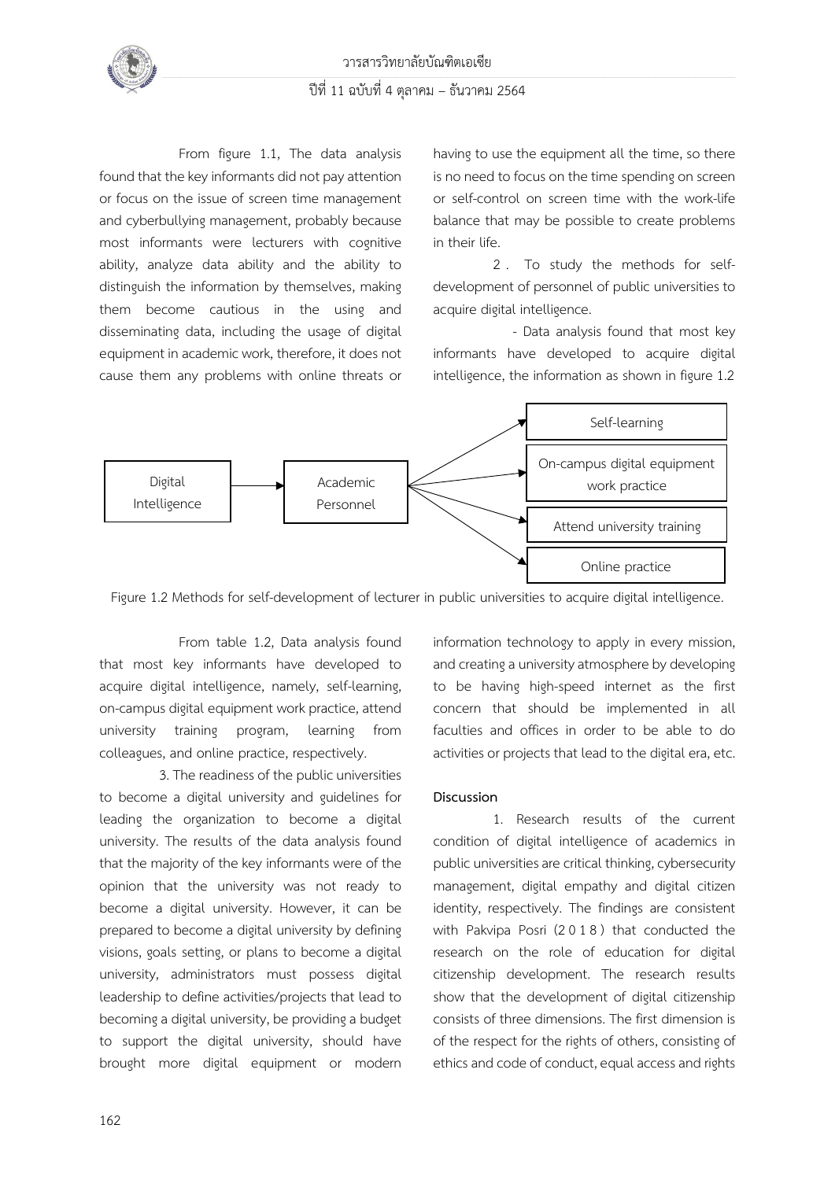From figure 1.1, The data analysis found that the key informants did not pay attention or focus on the issue of screen time management and cyberbullying management, probably because most informants were lecturers with cognitive ability, analyze data ability and the ability to distinguish the information by themselves, making them become cautious in the using and disseminating data, including the usage of digital equipment in academic work, therefore, it does not cause them any problems with online threats or having to use the equipment all the time, so there is no need to focus on the time spending on screen or self-control on screen time with the work-life balance that may be possible to create problems in their life.

2. To study the methods for self-development of personnel of public universities to acquire digital intelligence.

- Data analysis found that most key informants have developed to acquire digital intelligence, the information as shown in figure 1.2

```
Digital Intelligence → Academic Personnel → Self-learning
                                          → On-campus digital equipment work practice
                                          → Attend university training
                                          → Online practice
```

Figure 1.2 Methods for self-development of lecturer in public universities to acquire digital intelligence.

From table 1.2, Data analysis found that most key informants have developed to acquire digital intelligence, namely, self-learning, on-campus digital equipment work practice, attend university training program, learning from colleagues, and online practice, respectively.

3. The readiness of the public universities to become a digital university and guidelines for leading the organization to become a digital university. The results of the data analysis found that the majority of the key informants were of the opinion that the university was not ready to become a digital university. However, it can be prepared to become a digital university by defining visions, goals setting, or plans to become a digital university, administrators must possess digital leadership to define activities/projects that lead to becoming a digital university, be providing a budget to support the digital university, should have brought more digital equipment or modern information technology to apply in every mission, and creating a university atmosphere by developing to be having high-speed internet as the first concern that should be implemented in all faculties and offices in order to be able to do activities or projects that lead to the digital era, etc.

## Discussion

1. Research results of the current condition of digital intelligence of academics in public universities are critical thinking, cybersecurity management, digital empathy and digital citizen identity, respectively. The findings are consistent with Pakvipa Posri (2018) that conducted the research on the role of education for digital citizenship development. The research results show that the development of digital citizenship consists of three dimensions. The first dimension is of the respect for the rights of others, consisting of ethics and code of conduct, equal access and rights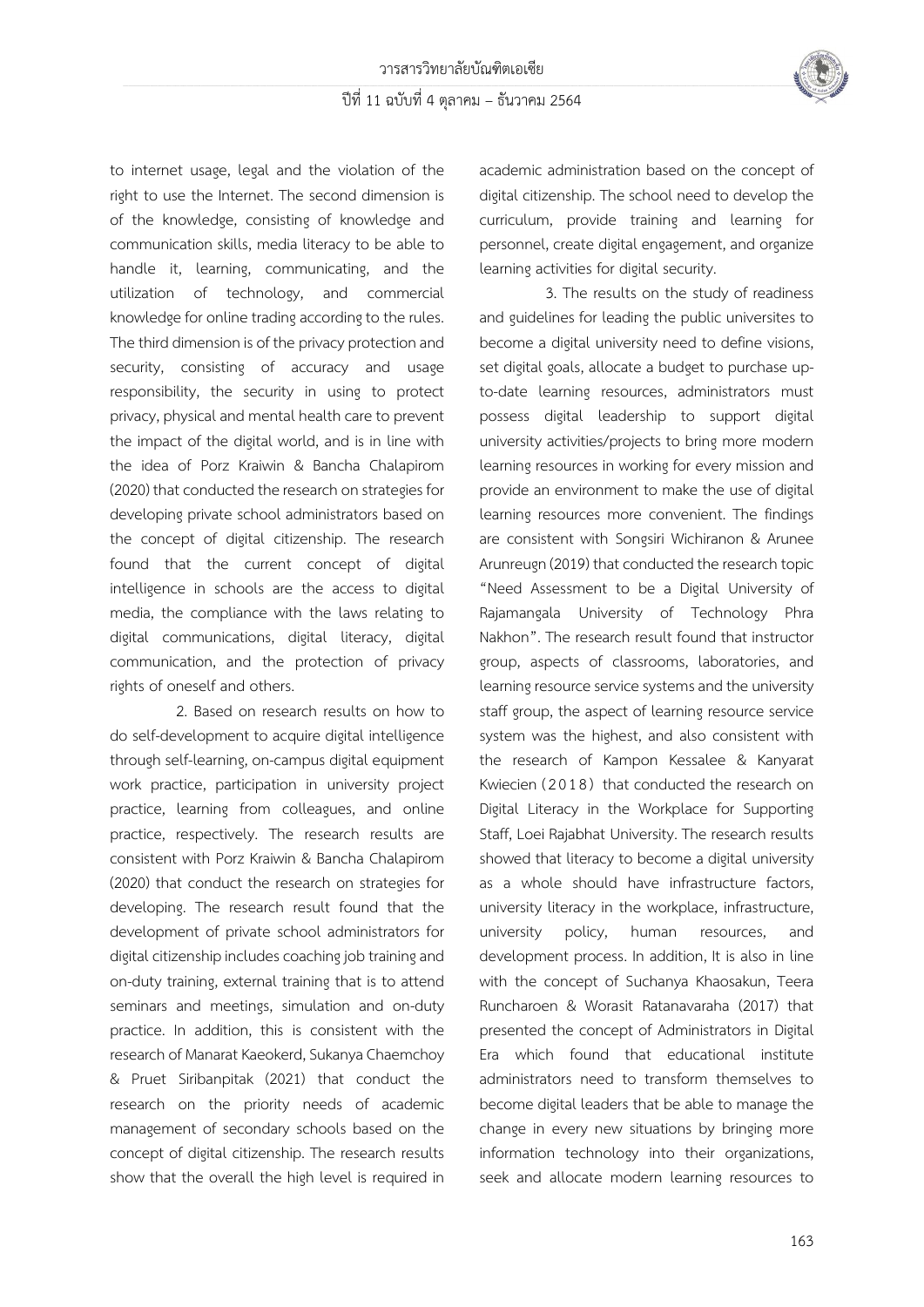to internet usage, legal and the violation of the right to use the Internet. The second dimension is of the knowledge, consisting of knowledge and communication skills, media literacy to be able to handle it, learning, communicating, and the utilization of technology, and commercial knowledge for online trading according to the rules. The third dimension is of the privacy protection and security, consisting of accuracy and usage responsibility, the security in using to protect privacy, physical and mental health care to prevent the impact of the digital world, and is in line with the idea of Porz Kraiwin & Bancha Chalapirom (2020) that conducted the research on strategies for developing private school administrators based on the concept of digital citizenship. The research found that the current concept of digital intelligence in schools are the access to digital media, the compliance with the laws relating to digital communications, digital literacy, digital communication, and the protection of privacy rights of oneself and others.

2. Based on research results on how to do self-development to acquire digital intelligence through self-learning, on-campus digital equipment work practice, participation in university project practice, learning from colleagues, and online practice, respectively. The research results are consistent with Porz Kraiwin & Bancha Chalapirom (2020) that conduct the research on strategies for developing. The research result found that the development of private school administrators for digital citizenship includes coaching job training and on-duty training, external training that is to attend seminars and meetings, simulation and on-duty practice. In addition, this is consistent with the research of Manarat Kaeokerd, Sukanya Chaemchoy & Pruet Siribanpitak (2021) that conduct the research on the priority needs of academic management of secondary schools based on the concept of digital citizenship. The research results show that the overall the high level is required in academic administration based on the concept of digital citizenship. The school need to develop the curriculum, provide training and learning for personnel, create digital engagement, and organize learning activities for digital security.

3. The results on the study of readiness and guidelines for leading the public universites to become a digital university need to define visions, set digital goals, allocate a budget to purchase up-to-date learning resources, administrators must possess digital leadership to support digital university activities/projects to bring more modern learning resources in working for every mission and provide an environment to make the use of digital learning resources more convenient. The findings are consistent with Songsiri Wichiranon & Arunee Arunreugn (2019) that conducted the research topic "Need Assessment to be a Digital University of Rajamangala University of Technology Phra Nakhon". The research result found that instructor group, aspects of classrooms, laboratories, and learning resource service systems and the university staff group, the aspect of learning resource service system was the highest, and also consistent with the research of Kampon Kessalee & Kanyarat Kwiecien (2018) that conducted the research on Digital Literacy in the Workplace for Supporting Staff, Loei Rajabhat University. The research results showed that literacy to become a digital university as a whole should have infrastructure factors, university literacy in the workplace, infrastructure, university policy, human resources, and development process. In addition, It is also in line with the concept of Suchanya Khaosakun, Teera Runcharoen & Worasit Ratanavaraha (2017) that presented the concept of Administrators in Digital Era which found that educational institute administrators need to transform themselves to become digital leaders that be able to manage the change in every new situations by bringing more information technology into their organizations, seek and allocate modern learning resources to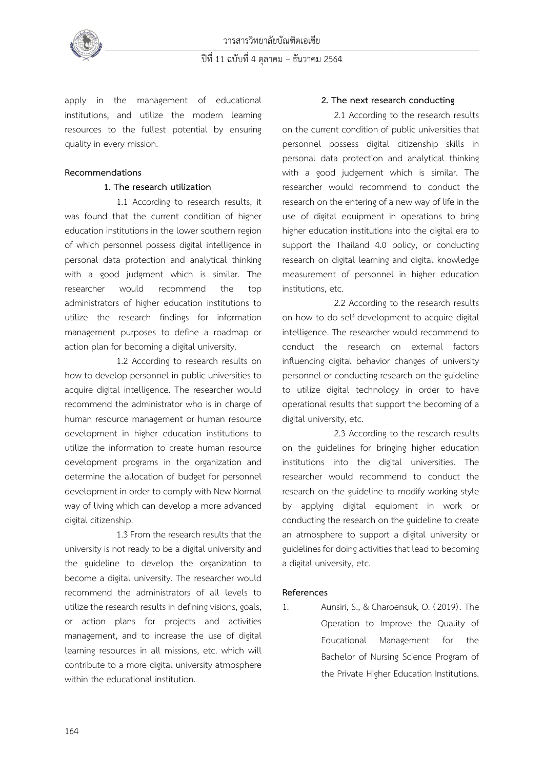apply in the management of educational institutions, and utilize the modern learning resources to the fullest potential by ensuring quality in every mission.

**Recommendations**

**1. The research utilization**

1.1 According to research results, it was found that the current condition of higher education institutions in the lower southern region of which personnel possess digital intelligence in personal data protection and analytical thinking with a good judgment which is similar. The researcher would recommend the top administrators of higher education institutions to utilize the research findings for information management purposes to define a roadmap or action plan for becoming a digital university.

1.2 According to research results on how to develop personnel in public universities to acquire digital intelligence. The researcher would recommend the administrator who is in charge of human resource management or human resource development in higher education institutions to utilize the information to create human resource development programs in the organization and determine the allocation of budget for personnel development in order to comply with New Normal way of living which can develop a more advanced digital citizenship.

1.3 From the research results that the university is not ready to be a digital university and the guideline to develop the organization to become a digital university. The researcher would recommend the administrators of all levels to utilize the research results in defining visions, goals, or action plans for projects and activities management, and to increase the use of digital learning resources in all missions, etc. which will contribute to a more digital university atmosphere within the educational institution.

**2. The next research conducting**

2.1 According to the research results on the current condition of public universities that personnel possess digital citizenship skills in personal data protection and analytical thinking with a good judgement which is similar. The researcher would recommend to conduct the research on the entering of a new way of life in the use of digital equipment in operations to bring higher education institutions into the digital era to support the Thailand 4.0 policy, or conducting research on digital learning and digital knowledge measurement of personnel in higher education institutions, etc.

2.2 According to the research results on how to do self-development to acquire digital intelligence. The researcher would recommend to conduct the research on external factors influencing digital behavior changes of university personnel or conducting research on the guideline to utilize digital technology in order to have operational results that support the becoming of a digital university, etc.

2.3 According to the research results on the guidelines for bringing higher education institutions into the digital universities. The researcher would recommend to conduct the research on the guideline to modify working style by applying digital equipment in work or conducting the research on the guideline to create an atmosphere to support a digital university or guidelines for doing activities that lead to becoming a digital university, etc.

**References**

1. Aunsiri, S., & Charoensuk, O. (2019). The Operation to Improve the Quality of Educational Management for the Bachelor of Nursing Science Program of the Private Higher Education Institutions.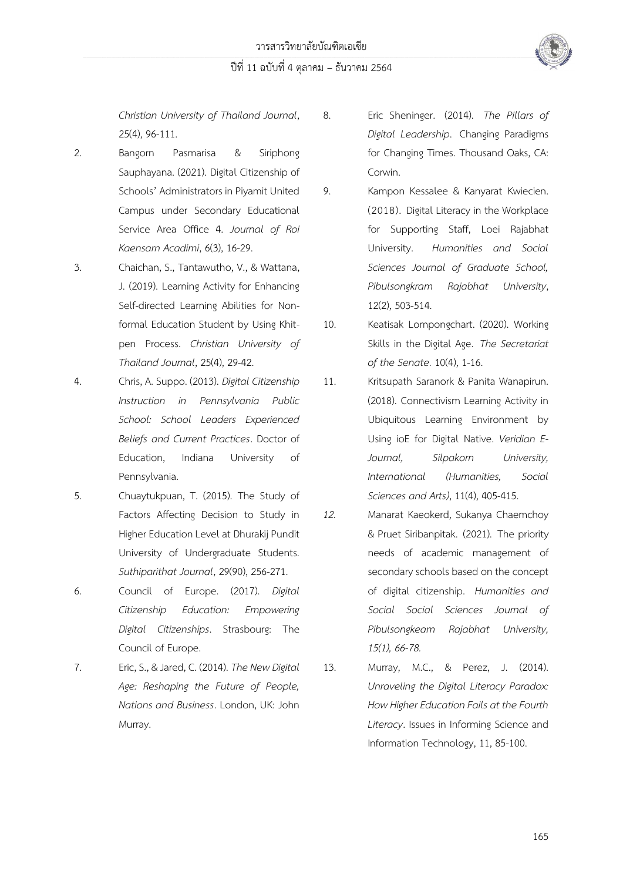*Christian University of Thailand Journal*, 25(4), 96-111.

2. Bangorn Pasmarisa & Siriphong Sauphayana. (2021). Digital Citizenship of Schools' Administrators in Piyamit United Campus under Secondary Educational Service Area Office 4. *Journal of Roi Kaensarn Acadimi*, 6(3), 16-29.

3. Chaichan, S., Tantawutho, V., & Wattana, J. (2019). Learning Activity for Enhancing Self-directed Learning Abilities for Non-formal Education Student by Using Khit-pen Process. *Christian University of Thailand Journal*, 25(4), 29-42.

4. Chris, A. Suppo. (2013). *Digital Citizenship Instruction in Pennsylvania Public School: School Leaders Experienced Beliefs and Current Practices*. Doctor of Education, Indiana University of Pennsylvania.

5. Chuaytukpuan, T. (2015). The Study of Factors Affecting Decision to Study in Higher Education Level at Dhurakij Pundit University of Undergraduate Students. *Suthiparithat Journal*, 29(90), 256-271.

6. Council of Europe. (2017). *Digital Citizenship Education: Empowering Digital Citizenships*. Strasbourg: The Council of Europe.

7. Eric, S., & Jared, C. (2014). *The New Digital Age: Reshaping the Future of People, Nations and Business*. London, UK: John Murray.

8. Eric Sheninger. (2014). *The Pillars of Digital Leadership*. Changing Paradigms for Changing Times. Thousand Oaks, CA: Corwin.

9. Kampon Kessalee & Kanyarat Kwiecien. (2018). Digital Literacy in the Workplace for Supporting Staff, Loei Rajabhat University. *Humanities and Social Sciences Journal of Graduate School, Pibulsongkram Rajabhat University*, 12(2), 503-514.

10. Keatisak Lompongchart. (2020). Working Skills in the Digital Age. *The Secretariat of the Senate*. 10(4), 1-16.

11. Kritsupath Saranork & Panita Wanapirun. (2018). Connectivism Learning Activity in Ubiquitous Learning Environment by Using ioE for Digital Native. *Veridian E-Journal, Silpakorn University, International (Humanities, Social Sciences and Arts)*, 11(4), 405-415.

12. Manarat Kaeokerd, Sukanya Chaemchoy & Pruet Siribanpitak. (2021). The priority needs of academic management of secondary schools based on the concept of digital citizenship. *Humanities and Social Social Sciences Journal of Pibulsongkeam Rajabhat University, 15(1), 66-78.*

13. Murray, M.C., & Perez, J. (2014). *Unraveling the Digital Literacy Paradox: How Higher Education Fails at the Fourth Literacy*. Issues in Informing Science and Information Technology, 11, 85-100.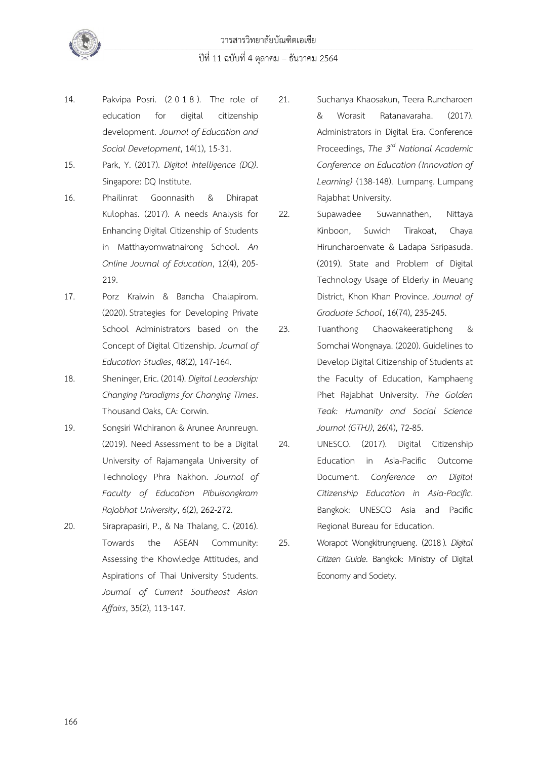14. Pakvipa Posri. (2018). The role of education for digital citizenship development. *Journal of Education and Social Development*, 14(1), 15-31.

15. Park, Y. (2017). *Digital Intelligence (DQ)*. Singapore: DQ Institute.

16. Phailinrat Goonnasith & Dhirapat Kulophas. (2017). A needs Analysis for Enhancing Digital Citizenship of Students in Matthayomwatnairong School. *An Online Journal of Education*, 12(4), 205-219.

17. Porz Kraiwin & Bancha Chalapirom. (2020). Strategies for Developing Private School Administrators based on the Concept of Digital Citizenship. *Journal of Education Studies*, 48(2), 147-164.

18. Sheninger, Eric. (2014). *Digital Leadership: Changing Paradigms for Changing Times*. Thousand Oaks, CA: Corwin.

19. Songsiri Wichiranon & Arunee Arunreugn. (2019). Need Assessment to be a Digital University of Rajamangala University of Technology Phra Nakhon. *Journal of Faculty of Education Pibuisongkram Rajabhat University*, 6(2), 262-272.

20. Siraprapasiri, P., & Na Thalang, C. (2016). Towards the ASEAN Community: Assessing the Khowledge Attitudes, and Aspirations of Thai University Students. *Journal of Current Southeast Asian Affairs*, 35(2), 113-147.

21. Suchanya Khaosakun, Teera Runcharoen & Worasit Ratanavaraha. (2017). Administrators in Digital Era. Conference Proceedings, *The 3rd National Academic Conference on Education (Innovation of Learning)* (138-148). Lumpang. Lumpang Rajabhat University.

22. Supawadee Suwannathen, Nittaya Kinboon, Suwich Tirakoat, Chaya Hiruncharoenvate & Ladapa Ssripasuda. (2019). State and Problem of Digital Technology Usage of Elderly in Meuang District, Khon Khan Province. *Journal of Graduate School*, 16(74), 235-245.

23. Tuanthong Chaowakeeratiphong & Somchai Wongnaya. (2020). Guidelines to Develop Digital Citizenship of Students at the Faculty of Education, Kamphaeng Phet Rajabhat University. *The Golden Teak: Humanity and Social Science Journal (GTHJ)*, 26(4), 72-85.

24. UNESCO. (2017). Digital Citizenship Education in Asia-Pacific Outcome Document. *Conference on Digital Citizenship Education in Asia-Pacific*. Bangkok: UNESCO Asia and Pacific Regional Bureau for Education.

25. Worapot Wongkitrungrueng. (2018). *Digital Citizen Guide*. Bangkok: Ministry of Digital Economy and Society.